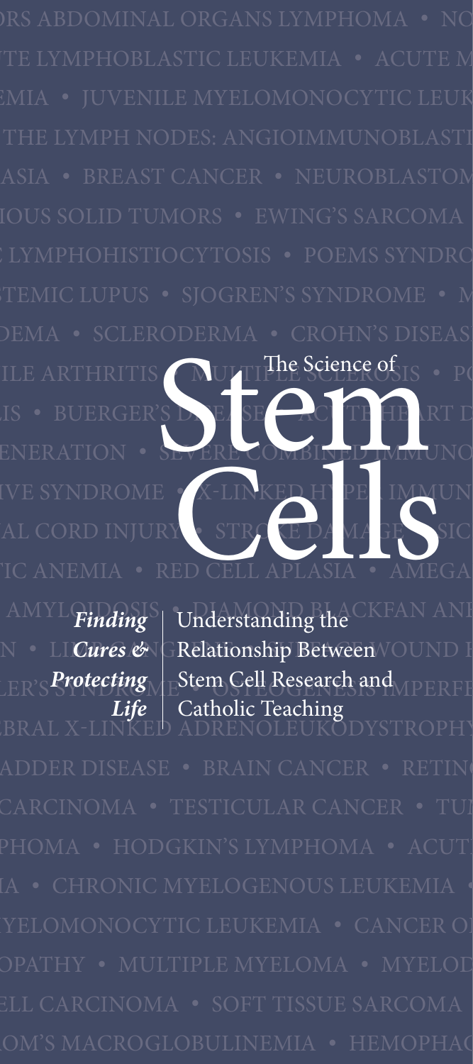# The Science of Stem Cells

***Finding Cures & Protecting Life***

Understanding the Relationship Between Stem Cell Research and Catholic Teaching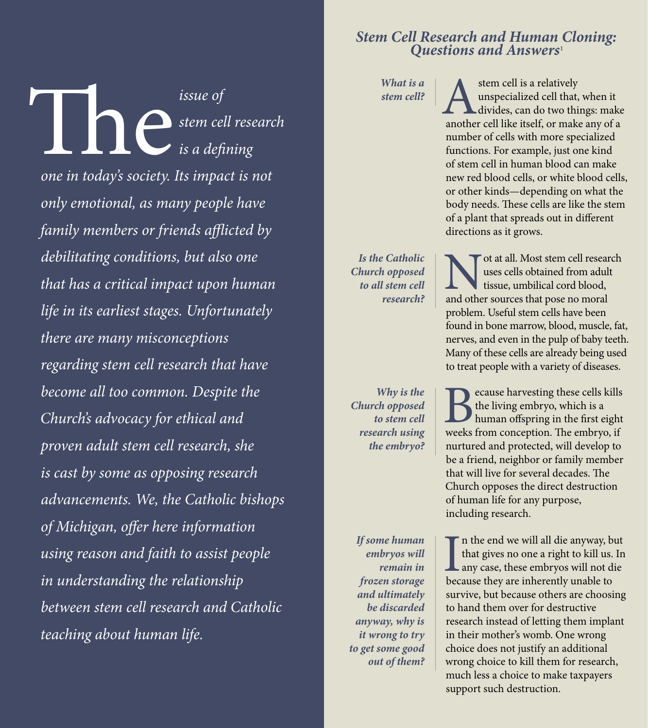*The issue of stem cell research is a defining one in today's society. Its impact is not only emotional, as many people have family members or friends afflicted by debilitating conditions, but also one that has a critical impact upon human life in its earliest stages. Unfortunately there are many misconceptions regarding stem cell research that have become all too common. Despite the Church's advocacy for ethical and proven adult stem cell research, she is cast by some as opposing research advancements. We, the Catholic bishops of Michigan, offer here information using reason and faith to assist people in understanding the relationship between stem cell research and Catholic teaching about human life.*

## *Stem Cell Research and Human Cloning: Questions and Answers*[1]

***What is a stem cell?***

A stem cell is a relatively unspecialized cell that, when it divides, can do two things: make another cell like itself, or make any of a number of cells with more specialized functions. For example, just one kind of stem cell in human blood can make new red blood cells, or white blood cells, or other kinds—depending on what the body needs. These cells are like the stem of a plant that spreads out in different directions as it grows.

***Is the Catholic Church opposed to all stem cell research?***

Not at all. Most stem cell research uses cells obtained from adult tissue, umbilical cord blood, and other sources that pose no moral problem. Useful stem cells have been found in bone marrow, blood, muscle, fat, nerves, and even in the pulp of baby teeth. Many of these cells are already being used to treat people with a variety of diseases.

***Why is the Church opposed to stem cell research using the embryo?***

Because harvesting these cells kills the living embryo, which is a human offspring in the first eight weeks from conception. The embryo, if nurtured and protected, will develop to be a friend, neighbor or family member that will live for several decades. The Church opposes the direct destruction of human life for any purpose, including research.

***If some human embryos will remain in frozen storage and ultimately be discarded anyway, why is it wrong to try to get some good out of them?***

In the end we will all die anyway, but that gives no one a right to kill us. In any case, these embryos will not die because they are inherently unable to survive, but because others are choosing to hand them over for destructive research instead of letting them implant in their mother's womb. One wrong choice does not justify an additional wrong choice to kill them for research, much less a choice to make taxpayers support such destruction.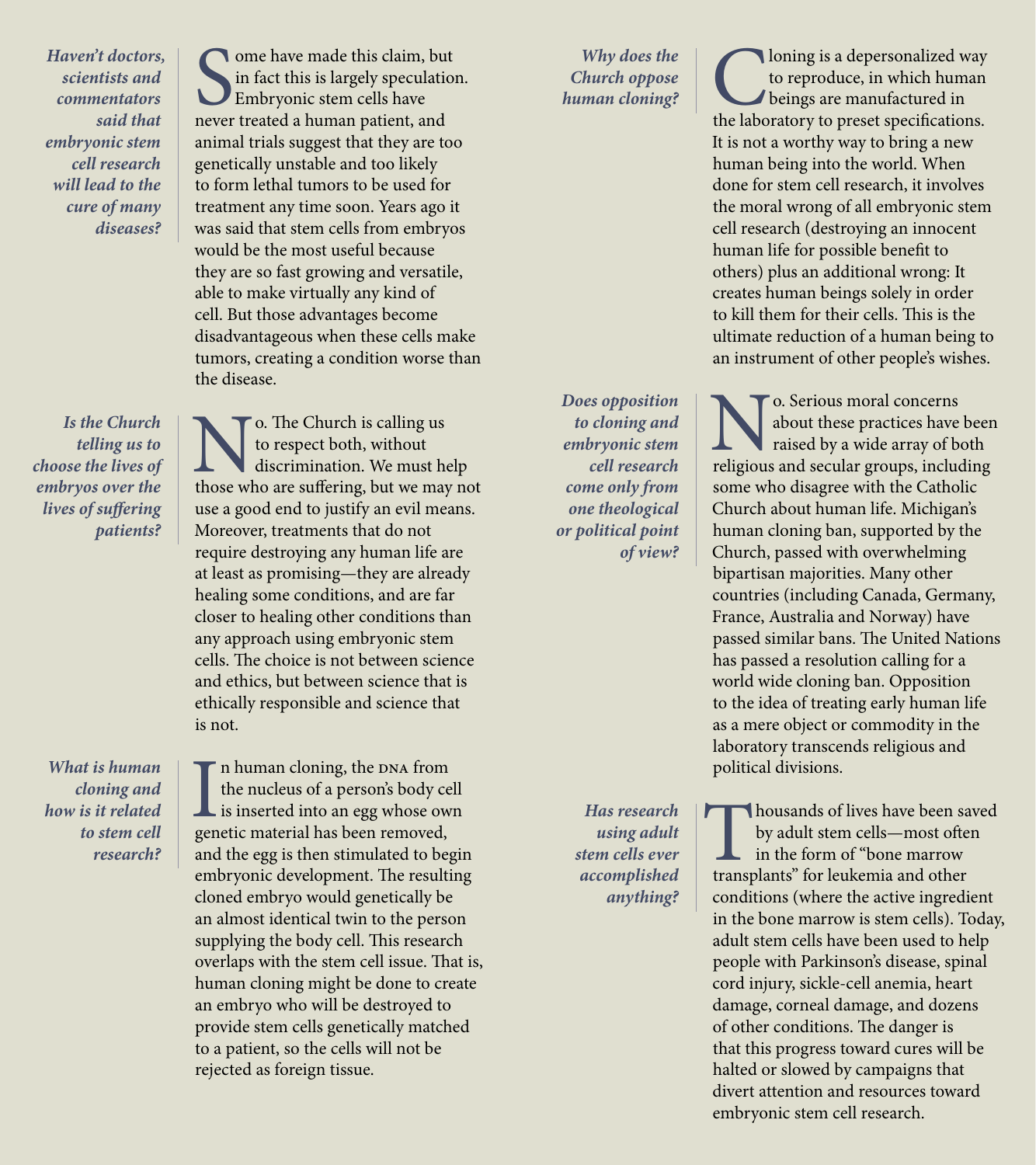***Haven't doctors, scientists and commentators said that embryonic stem cell research will lead to the cure of many diseases?***

Some have made this claim, but in fact this is largely speculation. Embryonic stem cells have never treated a human patient, and animal trials suggest that they are too genetically unstable and too likely to form lethal tumors to be used for treatment any time soon. Years ago it was said that stem cells from embryos would be the most useful because they are so fast growing and versatile, able to make virtually any kind of cell. But those advantages become disadvantageous when these cells make tumors, creating a condition worse than the disease.

***Is the Church telling us to choose the lives of embryos over the lives of suffering patients?***

No. The Church is calling us to respect both, without discrimination. We must help those who are suffering, but we may not use a good end to justify an evil means. Moreover, treatments that do not require destroying any human life are at least as promising—they are already healing some conditions, and are far closer to healing other conditions than any approach using embryonic stem cells. The choice is not between science and ethics, but between science that is ethically responsible and science that is not.

***What is human cloning and how is it related to stem cell research?***

In human cloning, the DNA from the nucleus of a person's body cell is inserted into an egg whose own genetic material has been removed, and the egg is then stimulated to begin embryonic development. The resulting cloned embryo would genetically be an almost identical twin to the person supplying the body cell. This research overlaps with the stem cell issue. That is, human cloning might be done to create an embryo who will be destroyed to provide stem cells genetically matched to a patient, so the cells will not be rejected as foreign tissue.

***Why does the Church oppose human cloning?***

Cloning is a depersonalized way to reproduce, in which human beings are manufactured in the laboratory to preset specifications. It is not a worthy way to bring a new human being into the world. When done for stem cell research, it involves the moral wrong of all embryonic stem cell research (destroying an innocent human life for possible benefit to others) plus an additional wrong: It creates human beings solely in order to kill them for their cells. This is the ultimate reduction of a human being to an instrument of other people's wishes.

***Does opposition to cloning and embryonic stem cell research come only from one theological or political point of view?***

No. Serious moral concerns about these practices have been raised by a wide array of both religious and secular groups, including some who disagree with the Catholic Church about human life. Michigan's human cloning ban, supported by the Church, passed with overwhelming bipartisan majorities. Many other countries (including Canada, Germany, France, Australia and Norway) have passed similar bans. The United Nations has passed a resolution calling for a world wide cloning ban. Opposition to the idea of treating early human life as a mere object or commodity in the laboratory transcends religious and political divisions.

***Has research using adult stem cells ever accomplished anything?***

Thousands of lives have been saved by adult stem cells—most often in the form of "bone marrow transplants" for leukemia and other conditions (where the active ingredient in the bone marrow is stem cells). Today, adult stem cells have been used to help people with Parkinson's disease, spinal cord injury, sickle-cell anemia, heart damage, corneal damage, and dozens of other conditions. The danger is that this progress toward cures will be halted or slowed by campaigns that divert attention and resources toward embryonic stem cell research.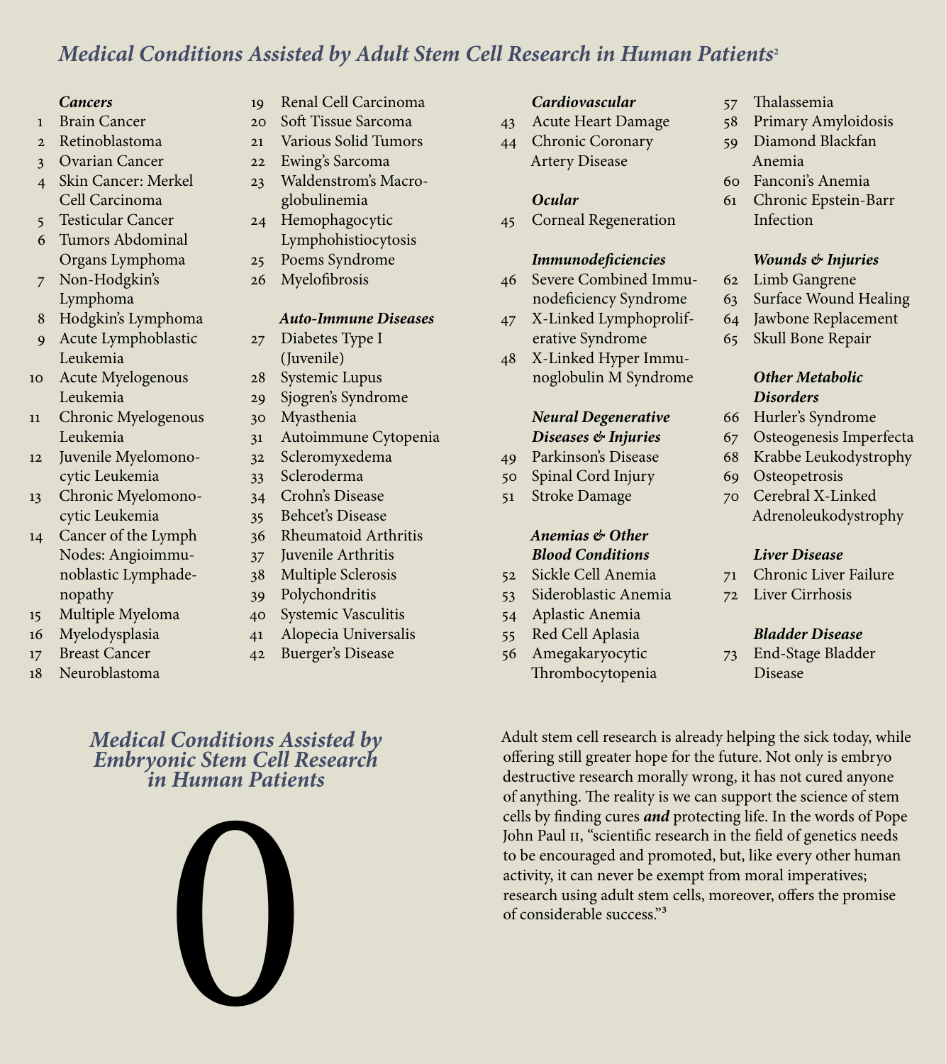## *Medical Conditions Assisted by Adult Stem Cell Research in Human Patients*[2]

***Cancers***

1. Brain Cancer
2. Retinoblastoma
3. Ovarian Cancer
4. Skin Cancer: Merkel Cell Carcinoma
5. Testicular Cancer
6. Tumors Abdominal Organs Lymphoma
7. Non-Hodgkin's Lymphoma
8. Hodgkin's Lymphoma
9. Acute Lymphoblastic Leukemia
10. Acute Myelogenous Leukemia
11. Chronic Myelogenous Leukemia
12. Juvenile Myelomonocytic Leukemia
13. Chronic Myelomonocytic Leukemia
14. Cancer of the Lymph Nodes: Angioimmunoblastic Lymphadenopathy
15. Multiple Myeloma
16. Myelodysplasia
17. Breast Cancer
18. Neuroblastoma
19. Renal Cell Carcinoma
20. Soft Tissue Sarcoma
21. Various Solid Tumors
22. Ewing's Sarcoma
23. Waldenstrom's Macroglobulinemia
24. Hemophagocytic Lymphohistiocytosis
25. Poems Syndrome
26. Myelofibrosis

***Auto-Immune Diseases***

27. Diabetes Type I (Juvenile)
28. Systemic Lupus
29. Sjogren's Syndrome
30. Myasthenia
31. Autoimmune Cytopenia
32. Scleromyxedema
33. Scleroderma
34. Crohn's Disease
35. Behcet's Disease
36. Rheumatoid Arthritis
37. Juvenile Arthritis
38. Multiple Sclerosis
39. Polychondritis
40. Systemic Vasculitis
41. Alopecia Universalis
42. Buerger's Disease

***Cardiovascular***

43. Acute Heart Damage
44. Chronic Coronary Artery Disease

***Ocular***

45. Corneal Regeneration

***Immunodeficiencies***

46. Severe Combined Immunodeficiency Syndrome
47. X-Linked Lymphoproliferative Syndrome
48. X-Linked Hyper Immunoglobulin M Syndrome

***Neural Degenerative Diseases & Injuries***

49. Parkinson's Disease
50. Spinal Cord Injury
51. Stroke Damage

***Anemias & Other Blood Conditions***

52. Sickle Cell Anemia
53. Sideroblastic Anemia
54. Aplastic Anemia
55. Red Cell Aplasia
56. Amegakaryocytic Thrombocytopenia
57. Thalassemia
58. Primary Amyloidosis
59. Diamond Blackfan Anemia
60. Fanconi's Anemia
61. Chronic Epstein-Barr Infection

***Wounds & Injuries***

62. Limb Gangrene
63. Surface Wound Healing
64. Jawbone Replacement
65. Skull Bone Repair

***Other Metabolic Disorders***

66. Hurler's Syndrome
67. Osteogenesis Imperfecta
68. Krabbe Leukodystrophy
69. Osteopetrosis
70. Cerebral X-Linked Adrenoleukodystrophy

***Liver Disease***

71. Chronic Liver Failure
72. Liver Cirrhosis

***Bladder Disease***

73. End-Stage Bladder Disease

## *Medical Conditions Assisted by Embryonic Stem Cell Research in Human Patients*

# 0

Adult stem cell research is already helping the sick today, while offering still greater hope for the future. Not only is embryo destructive research morally wrong, it has not cured anyone of anything. The reality is we can support the science of stem cells by finding cures ***and*** protecting life. In the words of Pope John Paul II, "scientific research in the field of genetics needs to be encouraged and promoted, but, like every other human activity, it can never be exempt from moral imperatives; research using adult stem cells, moreover, offers the promise of considerable success."[3]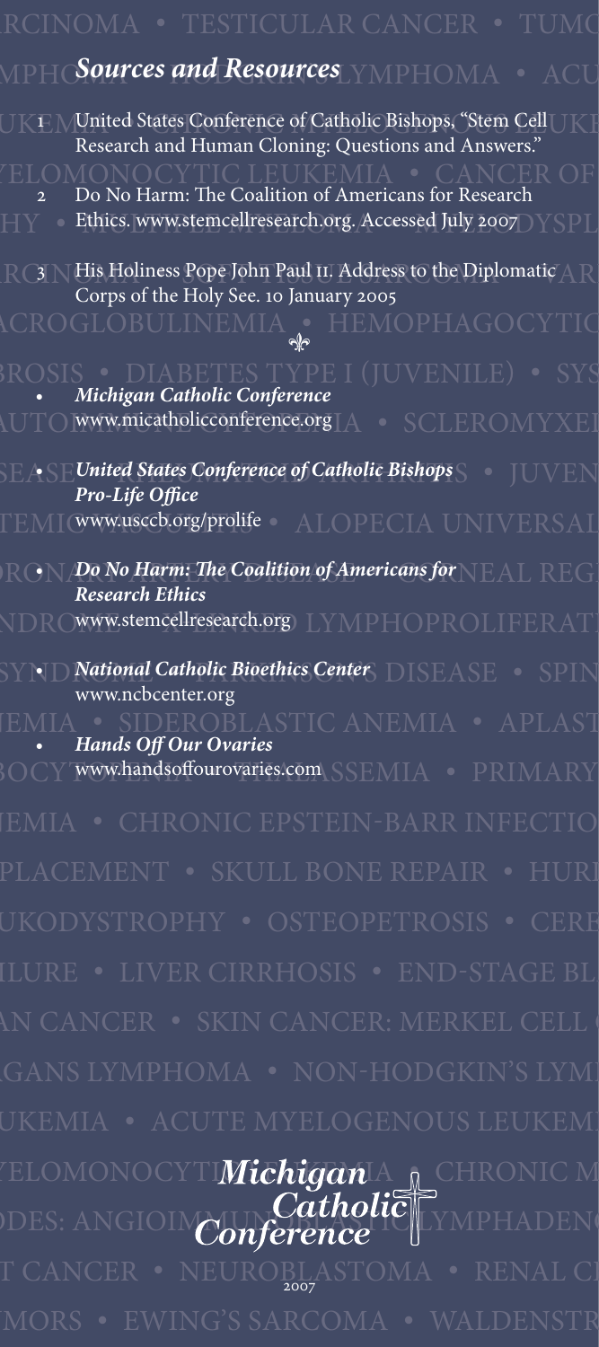## *Sources and Resources*

1. United States Conference of Catholic Bishops, "Stem Cell Research and Human Cloning: Questions and Answers."
2. Do No Harm: The Coalition of Americans for Research Ethics. www.stemcellresearch.org. Accessed July 2007
3. His Holiness Pope John Paul II. Address to the Diplomatic Corps of the Holy See. 10 January 2005

- ***Michigan Catholic Conference***
  www.micatholicconference.org
- ***United States Conference of Catholic Bishops Pro-Life Office***
  www.usccb.org/prolife
- ***Do No Harm: The Coalition of Americans for Research Ethics***
  www.stemcellresearch.org
- ***National Catholic Bioethics Center***
  www.ncbcenter.org
- ***Hands Off Our Ovaries***
  www.handsoffourovaries.com

*Michigan Catholic Conference*

2007